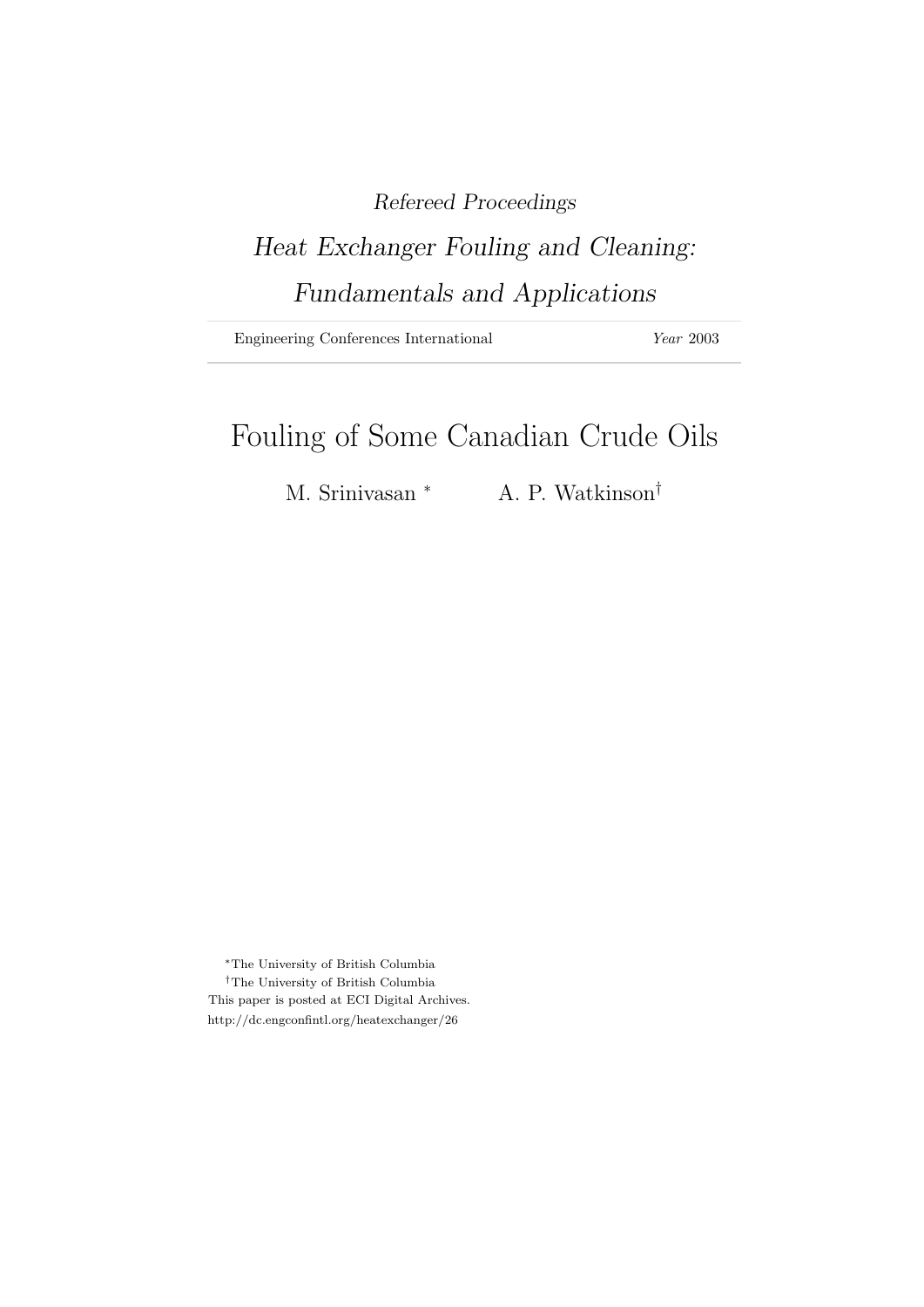*Refereed Proceedings*

*Heat Exchanger Fouling and Cleaning: Fundamentals and Applications*

Engineering Conferences International *Year* 2003

# Fouling of Some Canadian Crude Oils

M. Srinivasan [*] A. P. Watkinson[†]

[*]The University of British Columbia

[†]The University of British Columbia

This paper is posted at ECI Digital Archives.

http://dc.engconfintl.org/heatexchanger/26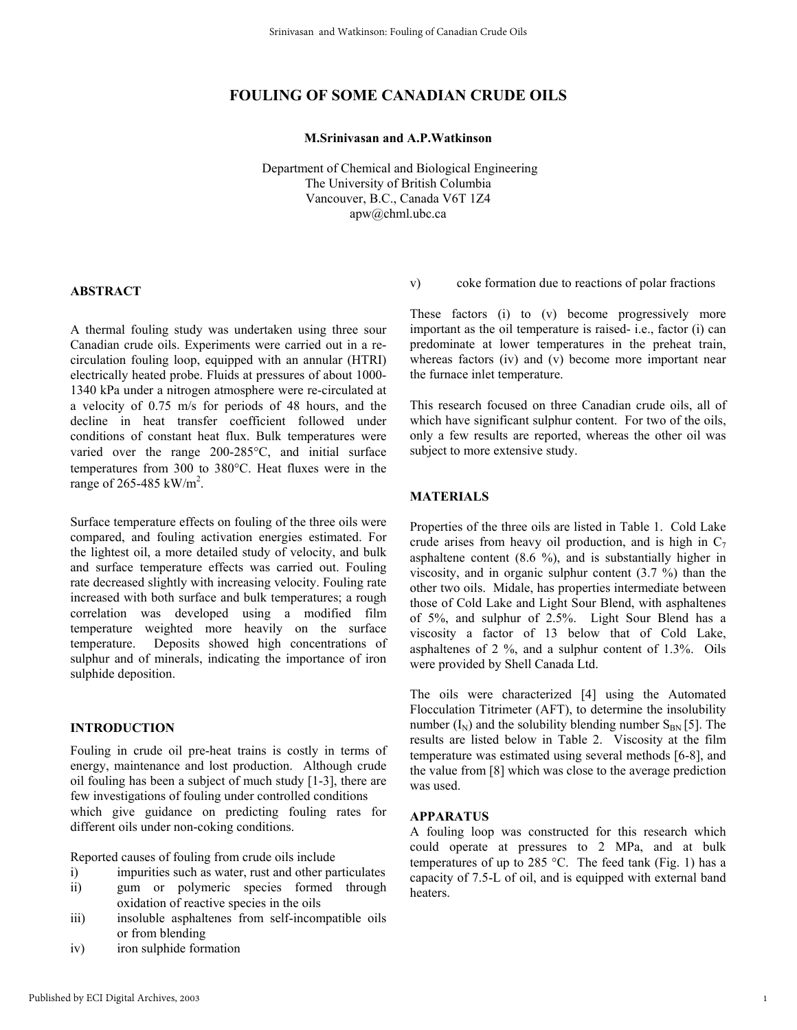# FOULING OF SOME CANADIAN CRUDE OILS

**M.Srinivasan and A.P.Watkinson**

Department of Chemical and Biological Engineering
The University of British Columbia
Vancouver, B.C., Canada V6T 1Z4
apw@chml.ubc.ca

## ABSTRACT

A thermal fouling study was undertaken using three sour Canadian crude oils. Experiments were carried out in a re-circulation fouling loop, equipped with an annular (HTRI) electrically heated probe. Fluids at pressures of about 1000-1340 kPa under a nitrogen atmosphere were re-circulated at a velocity of 0.75 m/s for periods of 48 hours, and the decline in heat transfer coefficient followed under conditions of constant heat flux. Bulk temperatures were varied over the range 200-285°C, and initial surface temperatures from 300 to 380°C. Heat fluxes were in the range of 265-485 kW/m$^2$.

Surface temperature effects on fouling of the three oils were compared, and fouling activation energies estimated. For the lightest oil, a more detailed study of velocity, and bulk and surface temperature effects was carried out. Fouling rate decreased slightly with increasing velocity. Fouling rate increased with both surface and bulk temperatures; a rough correlation was developed using a modified film temperature weighted more heavily on the surface temperature. Deposits showed high concentrations of sulphur and of minerals, indicating the importance of iron sulphide deposition.

## INTRODUCTION

Fouling in crude oil pre-heat trains is costly in terms of energy, maintenance and lost production. Although crude oil fouling has been a subject of much study [1-3], there are few investigations of fouling under controlled conditions which give guidance on predicting fouling rates for different oils under non-coking conditions.

Reported causes of fouling from crude oils include

i) impurities such as water, rust and other particulates
ii) gum or polymeric species formed through oxidation of reactive species in the oils
iii) insoluble asphaltenes from self-incompatible oils or from blending
iv) iron sulphide formation
v) coke formation due to reactions of polar fractions

These factors (i) to (v) become progressively more important as the oil temperature is raised- i.e., factor (i) can predominate at lower temperatures in the preheat train, whereas factors (iv) and (v) become more important near the furnace inlet temperature.

This research focused on three Canadian crude oils, all of which have significant sulphur content. For two of the oils, only a few results are reported, whereas the other oil was subject to more extensive study.

## MATERIALS

Properties of the three oils are listed in Table 1. Cold Lake crude arises from heavy oil production, and is high in $C_7$ asphaltene content (8.6 %), and is substantially higher in viscosity, and in organic sulphur content (3.7 %) than the other two oils. Midale, has properties intermediate between those of Cold Lake and Light Sour Blend, with asphaltenes of 5%, and sulphur of 2.5%. Light Sour Blend has a viscosity a factor of 13 below that of Cold Lake, asphaltenes of 2 %, and a sulphur content of 1.3%. Oils were provided by Shell Canada Ltd.

The oils were characterized [4] using the Automated Flocculation Titrimeter (AFT), to determine the insolubility number ($I_N$) and the solubility blending number $S_{BN}$ [5]. The results are listed below in Table 2. Viscosity at the film temperature was estimated using several methods [6-8], and the value from [8] which was close to the average prediction was used.

## APPARATUS

A fouling loop was constructed for this research which could operate at pressures to 2 MPa, and at bulk temperatures of up to 285 °C. The feed tank (Fig. 1) has a capacity of 7.5-L of oil, and is equipped with external band heaters.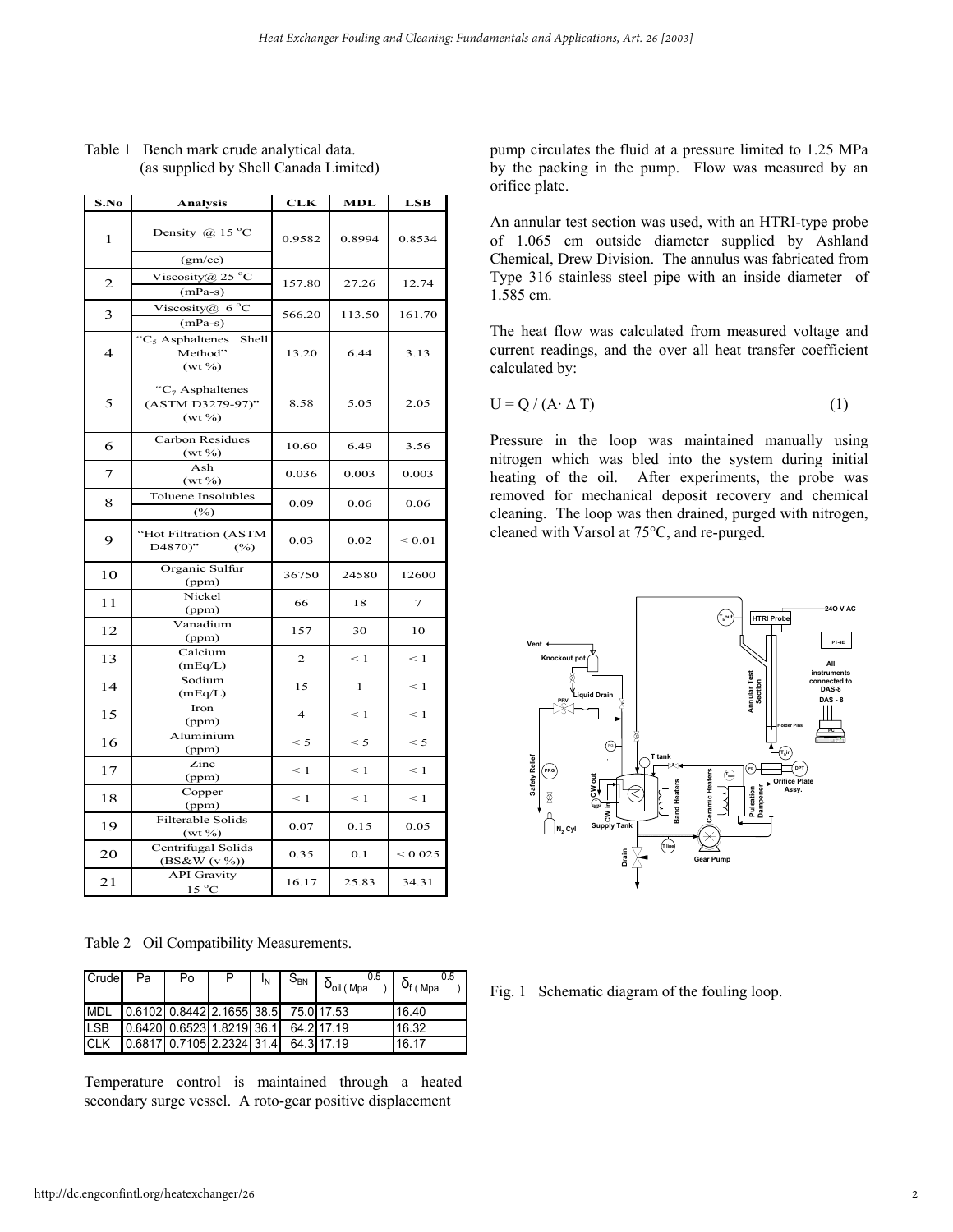Table 1 Bench mark crude analytical data. (as supplied by Shell Canada Limited)

| S.No | Analysis | CLK | MDL | LSB |
|---|---|---|---|---|
| 1 | Density @ 15 °C (gm/cc) | 0.9582 | 0.8994 | 0.8534 |
| 2 | Viscosity@ 25 °C (mPa-s) | 157.80 | 27.26 | 12.74 |
| 3 | Viscosity@ 6 °C (mPa-s) | 566.20 | 113.50 | 161.70 |
| 4 | "$C_5$ Asphaltenes Shell Method" (wt %) | 13.20 | 6.44 | 3.13 |
| 5 | "$C_7$ Asphaltenes (ASTM D3279-97)" (wt %) | 8.58 | 5.05 | 2.05 |
| 6 | Carbon Residues (wt %) | 10.60 | 6.49 | 3.56 |
| 7 | Ash (wt %) | 0.036 | 0.003 | 0.003 |
| 8 | Toluene Insolubles (%) | 0.09 | 0.06 | 0.06 |
| 9 | "Hot Filtration (ASTM D4870)" (%) | 0.03 | 0.02 | < 0.01 |
| 10 | Organic Sulfur (ppm) | 36750 | 24580 | 12600 |
| 11 | Nickel (ppm) | 66 | 18 | 7 |
| 12 | Vanadium (ppm) | 157 | 30 | 10 |
| 13 | Calcium (mEq/L) | 2 | < 1 | < 1 |
| 14 | Sodium (mEq/L) | 15 | 1 | < 1 |
| 15 | Iron (ppm) | 4 | < 1 | < 1 |
| 16 | Aluminium (ppm) | < 5 | < 5 | < 5 |
| 17 | Zinc (ppm) | < 1 | < 1 | < 1 |
| 18 | Copper (ppm) | < 1 | < 1 | < 1 |
| 19 | Filterable Solids (wt %) | 0.07 | 0.15 | 0.05 |
| 20 | Centrifugal Solids (BS&W (v %)) | 0.35 | 0.1 | < 0.025 |
| 21 | API Gravity 15 °C | 16.17 | 25.83 | 34.31 |

Table 2 Oil Compatibility Measurements.

| Crude | Pa | Po | P | $I_N$ | $S_{BN}$ | $\delta_{oil}$ ( $Mpa^{0.5}$ ) | $\delta_f$ ( $Mpa^{0.5}$ ) |
|---|---|---|---|---|---|---|---|
| MDL | 0.6102 | 0.8442 | 2.1655 | 38.5 | 75.0 | 17.53 | 16.40 |
| LSB | 0.6420 | 0.6523 | 1.8219 | 36.1 | 64.2 | 17.19 | 16.32 |
| CLK | 0.6817 | 0.7105 | 2.2324 | 31.4 | 64.3 | 17.19 | 16.17 |

Temperature control is maintained through a heated secondary surge vessel. A roto-gear positive displacement pump circulates the fluid at a pressure limited to 1.25 MPa by the packing in the pump. Flow was measured by an orifice plate.

An annular test section was used, with an HTRI-type probe of 1.065 cm outside diameter supplied by Ashland Chemical, Drew Division. The annulus was fabricated from Type 316 stainless steel pipe with an inside diameter of 1.585 cm.

The heat flow was calculated from measured voltage and current readings, and the over all heat transfer coefficient calculated by:

$$U = Q / (A \cdot \Delta T) \tag{1}$$

Pressure in the loop was maintained manually using nitrogen which was bled into the system during initial heating of the oil. After experiments, the probe was removed for mechanical deposit recovery and chemical cleaning. The loop was then drained, purged with nitrogen, cleaned with Varsol at 75°C, and re-purged.

Fig. 1 Schematic diagram of the fouling loop.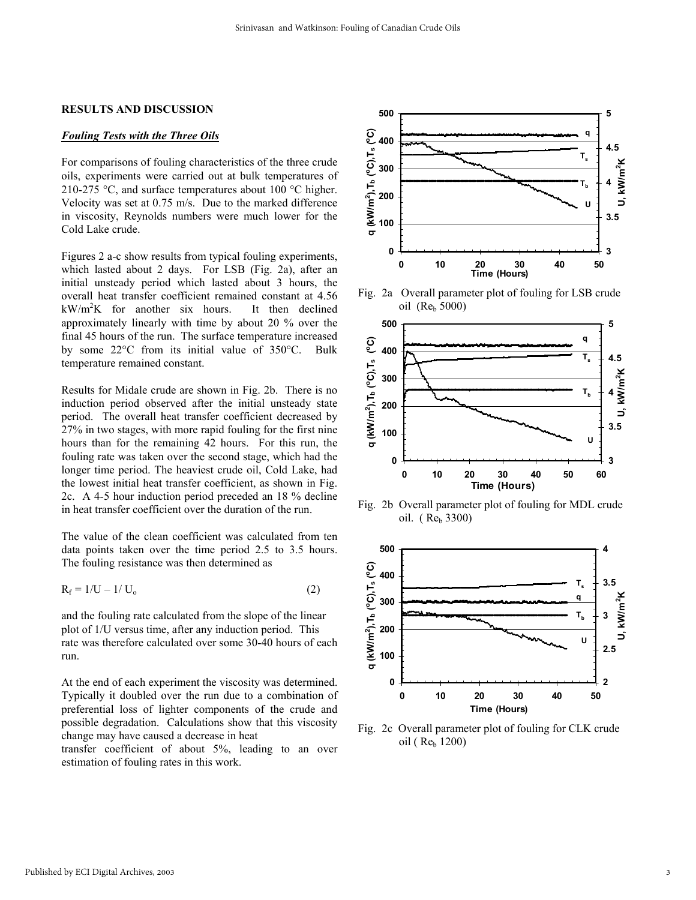## RESULTS AND DISCUSSION

### *Fouling Tests with the Three Oils*

For comparisons of fouling characteristics of the three crude oils, experiments were carried out at bulk temperatures of 210-275 °C, and surface temperatures about 100 °C higher. Velocity was set at 0.75 m/s. Due to the marked difference in viscosity, Reynolds numbers were much lower for the Cold Lake crude.

Figures 2 a-c show results from typical fouling experiments, which lasted about 2 days. For LSB (Fig. 2a), after an initial unsteady period which lasted about 3 hours, the overall heat transfer coefficient remained constant at 4.56 $kW/m^2K$ for another six hours. It then declined approximately linearly with time by about 20 % over the final 45 hours of the run. The surface temperature increased by some 22°C from its initial value of 350°C. Bulk temperature remained constant.

Results for Midale crude are shown in Fig. 2b. There is no induction period observed after the initial unsteady state period. The overall heat transfer coefficient decreased by 27% in two stages, with more rapid fouling for the first nine hours than for the remaining 42 hours. For this run, the fouling rate was taken over the second stage, which had the longer time period. The heaviest crude oil, Cold Lake, had the lowest initial heat transfer coefficient, as shown in Fig. 2c. A 4-5 hour induction period preceded an 18 % decline in heat transfer coefficient over the duration of the run.

The value of the clean coefficient was calculated from ten data points taken over the time period 2.5 to 3.5 hours. The fouling resistance was then determined as

$$R_f = 1/U - 1/U_o \quad (2)$$

and the fouling rate calculated from the slope of the linear plot of 1/U versus time, after any induction period. This rate was therefore calculated over some 30-40 hours of each run.

At the end of each experiment the viscosity was determined. Typically it doubled over the run due to a combination of preferential loss of lighter components of the crude and possible degradation. Calculations show that this viscosity change may have caused a decrease in heat transfer coefficient of about 5%, leading to an over estimation of fouling rates in this work.

Fig. 2a Overall parameter plot of fouling for LSB crude oil ($Re_b$ 5000)

Fig. 2b Overall parameter plot of fouling for MDL crude oil. ($Re_b$ 3300)

Fig. 2c Overall parameter plot of fouling for CLK crude oil ($Re_b$ 1200)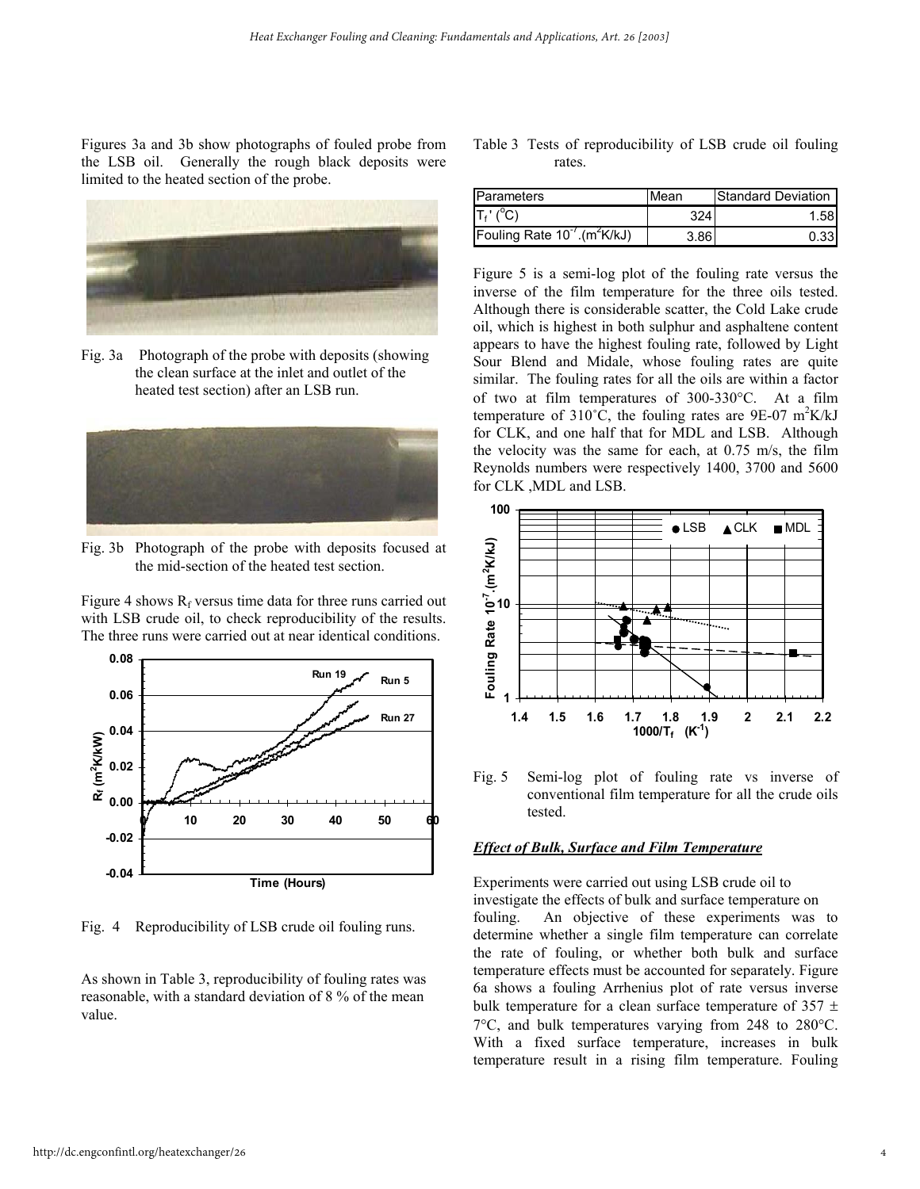Figures 3a and 3b show photographs of fouled probe from the LSB oil. Generally the rough black deposits were limited to the heated section of the probe.

Fig. 3a Photograph of the probe with deposits (showing the clean surface at the inlet and outlet of the heated test section) after an LSB run.

Fig. 3b Photograph of the probe with deposits focused at the mid-section of the heated test section.

Figure 4 shows $R_f$ versus time data for three runs carried out with LSB crude oil, to check reproducibility of the results. The three runs were carried out at near identical conditions.

Fig. 4 Reproducibility of LSB crude oil fouling runs.

As shown in Table 3, reproducibility of fouling rates was reasonable, with a standard deviation of 8 % of the mean value.

Table 3 Tests of reproducibility of LSB crude oil fouling rates.

| Parameters | Mean | Standard Deviation |
|---|---|---|
| $T_f'$ (°C) | 324 | 1.58 |
| Fouling Rate $10^{-7}$.(m$^2$K/kJ) | 3.86 | 0.33 |

Figure 5 is a semi-log plot of the fouling rate versus the inverse of the film temperature for the three oils tested. Although there is considerable scatter, the Cold Lake crude oil, which is highest in both sulphur and asphaltene content appears to have the highest fouling rate, followed by Light Sour Blend and Midale, whose fouling rates are quite similar. The fouling rates for all the oils are within a factor of two at film temperatures of 300-330°C. At a film temperature of 310˚C, the fouling rates are 9E-07 m$^2$K/kJ for CLK, and one half that for MDL and LSB. Although the velocity was the same for each, at 0.75 m/s, the film Reynolds numbers were respectively 1400, 3700 and 5600 for CLK ,MDL and LSB.

Fig. 5 Semi-log plot of fouling rate vs inverse of conventional film temperature for all the crude oils tested.

### *Effect of Bulk, Surface and Film Temperature*

Experiments were carried out using LSB crude oil to investigate the effects of bulk and surface temperature on fouling. An objective of these experiments was to determine whether a single film temperature can correlate the rate of fouling, or whether both bulk and surface temperature effects must be accounted for separately. Figure 6a shows a fouling Arrhenius plot of rate versus inverse bulk temperature for a clean surface temperature of 357 ± 7°C, and bulk temperatures varying from 248 to 280°C. With a fixed surface temperature, increases in bulk temperature result in a rising film temperature. Fouling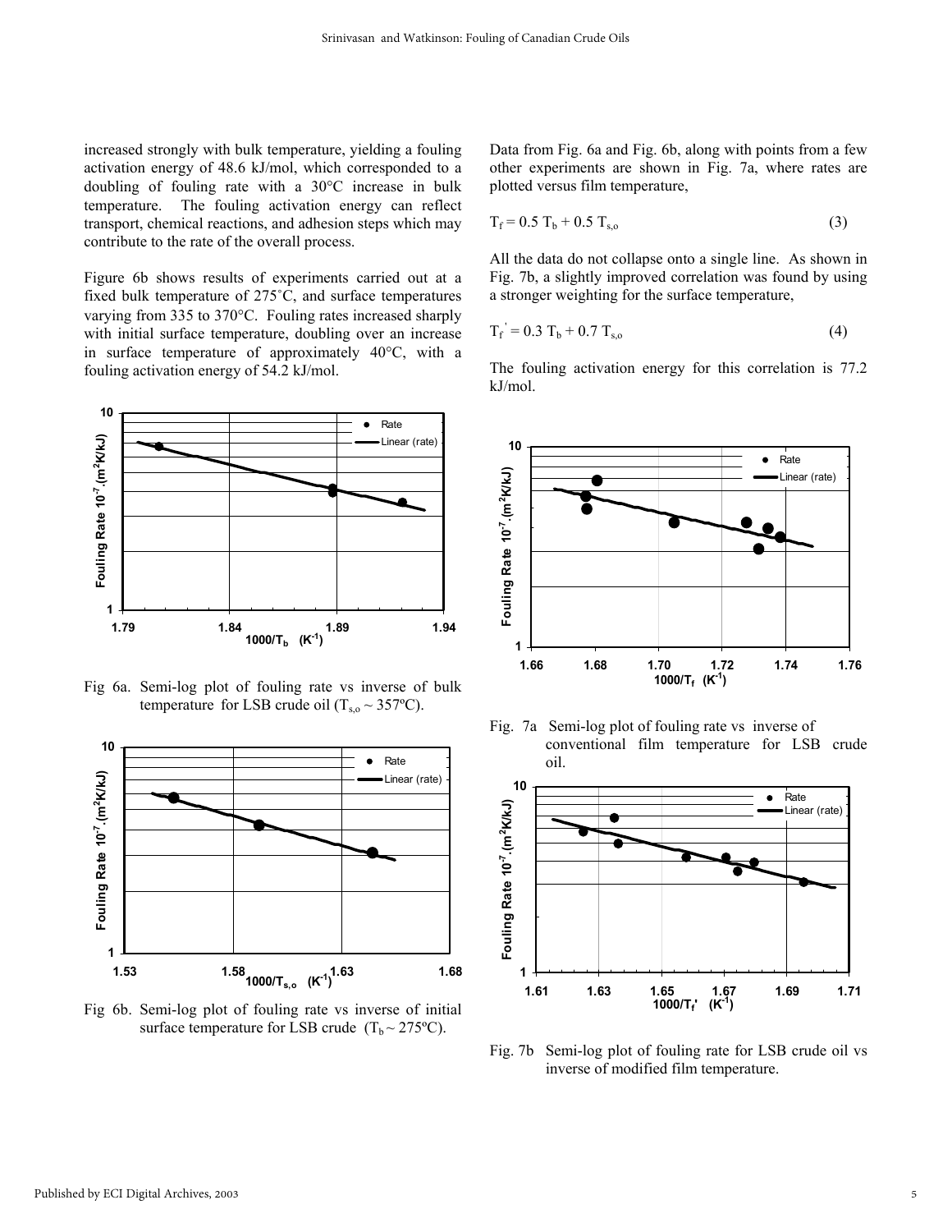increased strongly with bulk temperature, yielding a fouling activation energy of 48.6 kJ/mol, which corresponded to a doubling of fouling rate with a 30°C increase in bulk temperature. The fouling activation energy can reflect transport, chemical reactions, and adhesion steps which may contribute to the rate of the overall process.

Figure 6b shows results of experiments carried out at a fixed bulk temperature of 275˚C, and surface temperatures varying from 335 to 370°C. Fouling rates increased sharply with initial surface temperature, doubling over an increase in surface temperature of approximately 40°C, with a fouling activation energy of 54.2 kJ/mol.

Fig 6a. Semi-log plot of fouling rate vs inverse of bulk temperature for LSB crude oil ($T_{s,o} \sim 357$ºC).

Fig 6b. Semi-log plot of fouling rate vs inverse of initial surface temperature for LSB crude ($T_b \sim 275$ºC).

Data from Fig. 6a and Fig. 6b, along with points from a few other experiments are shown in Fig. 7a, where rates are plotted versus film temperature,

$$T_f = 0.5\ T_b + 0.5\ T_{s,o} \tag{3}$$

All the data do not collapse onto a single line. As shown in Fig. 7b, a slightly improved correlation was found by using a stronger weighting for the surface temperature,

$$T_f^{'} = 0.3\ T_b + 0.7\ T_{s,o} \tag{4}$$

The fouling activation energy for this correlation is 77.2 kJ/mol.

Fig. 7a Semi-log plot of fouling rate vs inverse of conventional film temperature for LSB crude oil.

Fig. 7b Semi-log plot of fouling rate for LSB crude oil vs inverse of modified film temperature.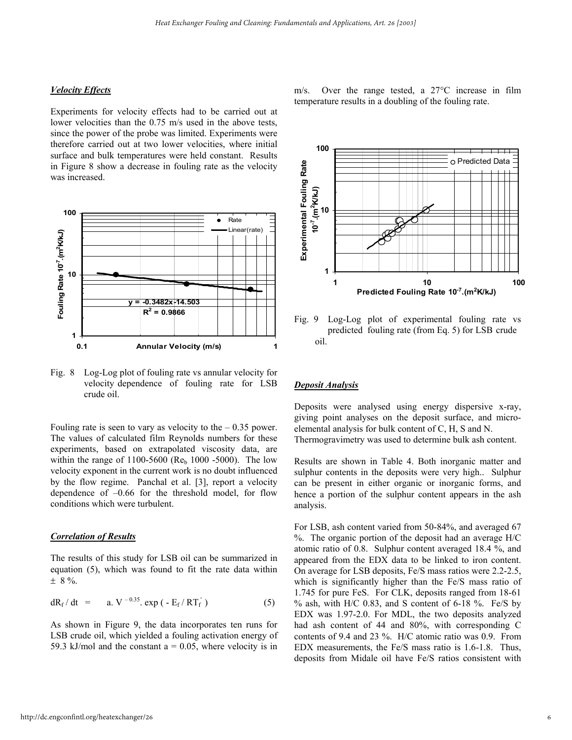*Velocity Effects*

Experiments for velocity effects had to be carried out at lower velocities than the 0.75 m/s used in the above tests, since the power of the probe was limited. Experiments were therefore carried out at two lower velocities, where initial surface and bulk temperatures were held constant. Results in Figure 8 show a decrease in fouling rate as the velocity was increased.

Fig. 8 Log-Log plot of fouling rate vs annular velocity for velocity dependence of fouling rate for LSB crude oil.

Fouling rate is seen to vary as velocity to the – 0.35 power. The values of calculated film Reynolds numbers for these experiments, based on extrapolated viscosity data, are within the range of 1100-5600 ($Re_b$ 1000 -5000). The low velocity exponent in the current work is no doubt influenced by the flow regime. Panchal et al. [3], report a velocity dependence of –0.66 for the threshold model, for flow conditions which were turbulent.

*Correlation of Results*

The results of this study for LSB oil can be summarized in equation (5), which was found to fit the rate data within ± 8 %.

$$dR_f / dt = a. V^{-0.35}. \exp(-E_f / RT_f') \quad (5)$$

As shown in Figure 9, the data incorporates ten runs for LSB crude oil, which yielded a fouling activation energy of 59.3 kJ/mol and the constant a = 0.05, where velocity is in m/s. Over the range tested, a 27°C increase in film temperature results in a doubling of the fouling rate.

Fig. 9 Log-Log plot of experimental fouling rate vs predicted fouling rate (from Eq. 5) for LSB crude oil.

*Deposit Analysis*

Deposits were analysed using energy dispersive x-ray, giving point analyses on the deposit surface, and micro-elemental analysis for bulk content of C, H, S and N. Thermogravimetry was used to determine bulk ash content.

Results are shown in Table 4. Both inorganic matter and sulphur contents in the deposits were very high.. Sulphur can be present in either organic or inorganic forms, and hence a portion of the sulphur content appears in the ash analysis.

For LSB, ash content varied from 50-84%, and averaged 67 %. The organic portion of the deposit had an average H/C atomic ratio of 0.8. Sulphur content averaged 18.4 %, and appeared from the EDX data to be linked to iron content. On average for LSB deposits, Fe/S mass ratios were 2.2-2.5, which is significantly higher than the Fe/S mass ratio of 1.745 for pure FeS. For CLK, deposits ranged from 18-61 % ash, with H/C 0.83, and S content of 6-18 %. Fe/S by EDX was 1.97-2.0. For MDL, the two deposits analyzed had ash content of 44 and 80%, with corresponding C contents of 9.4 and 23 %. H/C atomic ratio was 0.9. From EDX measurements, the Fe/S mass ratio is 1.6-1.8. Thus, deposits from Midale oil have Fe/S ratios consistent with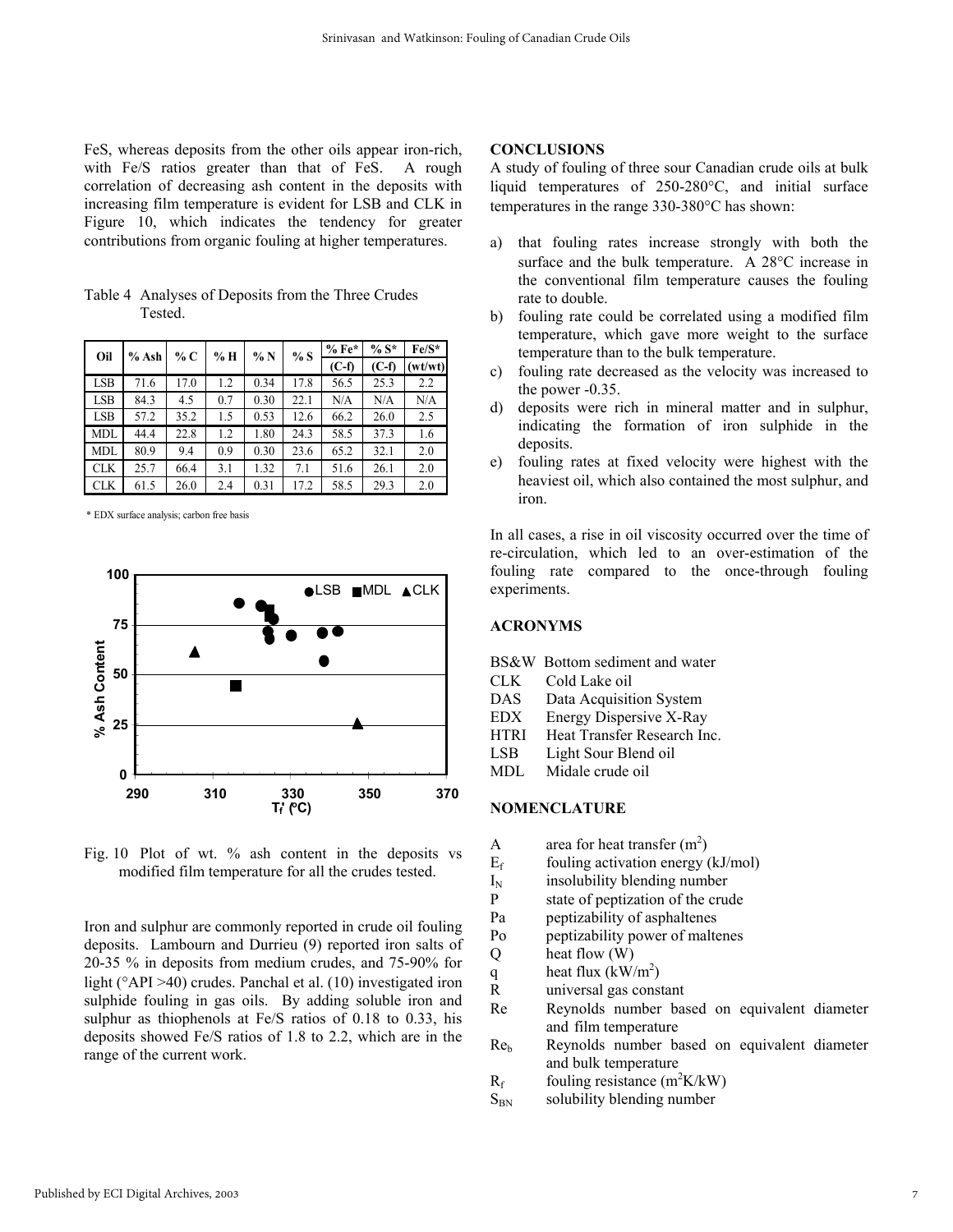FeS, whereas deposits from the other oils appear iron-rich, with Fe/S ratios greater than that of FeS. A rough correlation of decreasing ash content in the deposits with increasing film temperature is evident for LSB and CLK in Figure 10, which indicates the tendency for greater contributions from organic fouling at higher temperatures.

Table 4 Analyses of Deposits from the Three Crudes Tested.

| Oil | % Ash | % C | % H | % N | % S | % Fe* (C-f) | % S* (C-f) | Fe/S* (wt/wt) |
|---|---|---|---|---|---|---|---|---|
| LSB | 71.6 | 17.0 | 1.2 | 0.34 | 17.8 | 56.5 | 25.3 | 2.2 |
| LSB | 84.3 | 4.5 | 0.7 | 0.30 | 22.1 | N/A | N/A | N/A |
| LSB | 57.2 | 35.2 | 1.5 | 0.53 | 12.6 | 66.2 | 26.0 | 2.5 |
| MDL | 44.4 | 22.8 | 1.2 | 1.80 | 24.3 | 58.5 | 37.3 | 1.6 |
| MDL | 80.9 | 9.4 | 0.9 | 0.30 | 23.6 | 65.2 | 32.1 | 2.0 |
| CLK | 25.7 | 66.4 | 3.1 | 1.32 | 7.1 | 51.6 | 26.1 | 2.0 |
| CLK | 61.5 | 26.0 | 2.4 | 0.31 | 17.2 | 58.5 | 29.3 | 2.0 |

\* EDX surface analysis; carbon free basis

Fig. 10 Plot of wt. % ash content in the deposits vs modified film temperature for all the crudes tested.

Iron and sulphur are commonly reported in crude oil fouling deposits. Lambourn and Durrieu (9) reported iron salts of 20-35 % in deposits from medium crudes, and 75-90% for light (°API >40) crudes. Panchal et al. (10) investigated iron sulphide fouling in gas oils. By adding soluble iron and sulphur as thiophenols at Fe/S ratios of 0.18 to 0.33, his deposits showed Fe/S ratios of 1.8 to 2.2, which are in the range of the current work.

## CONCLUSIONS

A study of fouling of three sour Canadian crude oils at bulk liquid temperatures of 250-280°C, and initial surface temperatures in the range 330-380°C has shown:

a) that fouling rates increase strongly with both the surface and the bulk temperature. A 28°C increase in the conventional film temperature causes the fouling rate to double.
b) fouling rate could be correlated using a modified film temperature, which gave more weight to the surface temperature than to the bulk temperature.
c) fouling rate decreased as the velocity was increased to the power -0.35.
d) deposits were rich in mineral matter and in sulphur, indicating the formation of iron sulphide in the deposits.
e) fouling rates at fixed velocity were highest with the heaviest oil, which also contained the most sulphur, and iron.

In all cases, a rise in oil viscosity occurred over the time of re-circulation, which led to an over-estimation of the fouling rate compared to the once-through fouling experiments.

## ACRONYMS

| | |
|---|---|
| BS&W | Bottom sediment and water |
| CLK | Cold Lake oil |
| DAS | Data Acquisition System |
| EDX | Energy Dispersive X-Ray |
| HTRI | Heat Transfer Research Inc. |
| LSB | Light Sour Blend oil |
| MDL | Midale crude oil |

## NOMENCLATURE

| | |
|---|---|
| $A$ | area for heat transfer ($m^2$) |
| $E_f$ | fouling activation energy (kJ/mol) |
| $I_N$ | insolubility blending number |
| $P$ | state of peptization of the crude |
| $Pa$ | peptizability of asphaltenes |
| $Po$ | peptizability power of maltenes |
| $Q$ | heat flow (W) |
| $q$ | heat flux ($kW/m^2$) |
| $R$ | universal gas constant |
| $Re$ | Reynolds number based on equivalent diameter and film temperature |
| $Re_b$ | Reynolds number based on equivalent diameter and bulk temperature |
| $R_f$ | fouling resistance ($m^2K/kW$) |
| $S_{BN}$ | solubility blending number |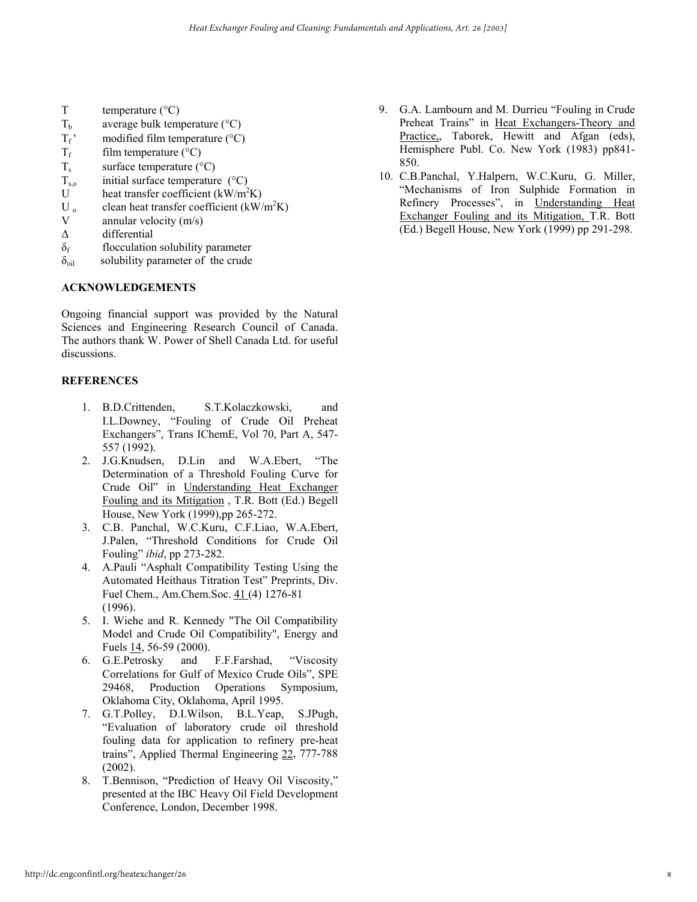$T$ temperature (°C)
$T_b$ average bulk temperature (°C)
$T_f'$ modified film temperature (°C)
$T_f$ film temperature (°C)
$T_s$ surface temperature (°C)
$T_{s,o}$ initial surface temperature (°C)
$U$ heat transfer coefficient (kW/m$^2$K)
$U_o$ clean heat transfer coefficient (kW/m$^2$K)
$V$ annular velocity (m/s)
$\Delta$ differential
$\delta_f$ flocculation solubility parameter
$\delta_{oil}$ solubility parameter of the crude

## ACKNOWLEDGEMENTS

Ongoing financial support was provided by the Natural Sciences and Engineering Research Council of Canada. The authors thank W. Power of Shell Canada Ltd. for useful discussions.

## REFERENCES

1. B.D.Crittenden, S.T.Kolaczkowski, and I.L.Downey, "Fouling of Crude Oil Preheat Exchangers", Trans IChemE, Vol 70, Part A, 547-557 (1992).
2. J.G.Knudsen, D.Lin and W.A.Ebert, "The Determination of a Threshold Fouling Curve for Crude Oil" in Understanding Heat Exchanger Fouling and its Mitigation , T.R. Bott (Ed.) Begell House, New York (1999),pp 265-272.
3. C.B. Panchal, W.C.Kuru, C.F.Liao, W.A.Ebert, J.Palen, "Threshold Conditions for Crude Oil Fouling" *ibid*, pp 273-282.
4. A.Pauli "Asphalt Compatibility Testing Using the Automated Heithaus Titration Test" Preprints, Div. Fuel Chem., Am.Chem.Soc. 41 (4) 1276-81 (1996).
5. I. Wiehe and R. Kennedy "The Oil Compatibility Model and Crude Oil Compatibility", Energy and Fuels 14, 56-59 (2000).
6. G.E.Petrosky and F.F.Farshad, "Viscosity Correlations for Gulf of Mexico Crude Oils", SPE 29468, Production Operations Symposium, Oklahoma City, Oklahoma, April 1995.
7. G.T.Polley, D.I.Wilson, B.L.Yeap, S.JPugh, "Evaluation of laboratory crude oil threshold fouling data for application to refinery pre-heat trains", Applied Thermal Engineering 22, 777-788 (2002).
8. T.Bennison, "Prediction of Heavy Oil Viscosity," presented at the IBC Heavy Oil Field Development Conference, London, December 1998.
9. G.A. Lambourn and M. Durrieu "Fouling in Crude Preheat Trains" in Heat Exchangers-Theory and Practice,, Taborek, Hewitt and Afgan (eds), Hemisphere Publ. Co. New York (1983) pp841-850.
10. C.B.Panchal, Y.Halpern, W.C.Kuru, G. Miller, "Mechanisms of Iron Sulphide Formation in Refinery Processes", in Understanding Heat Exchanger Fouling and its Mitigation, T.R. Bott (Ed.) Begell House, New York (1999) pp 291-298.